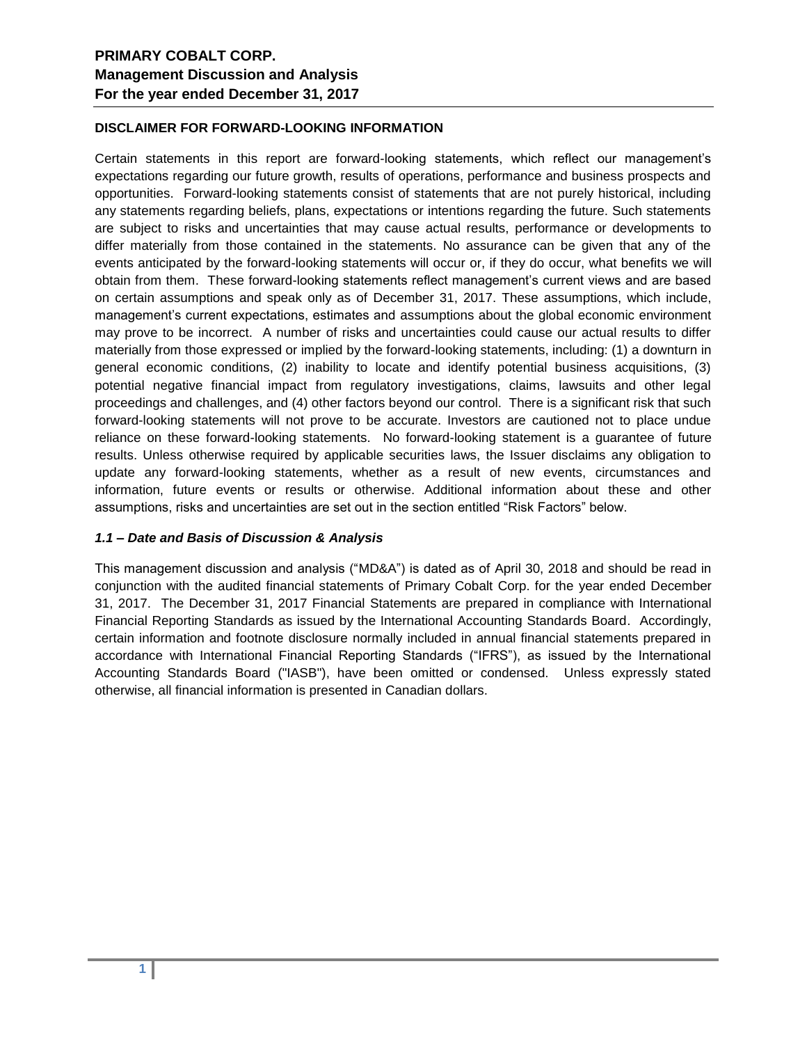# PRIMARY COBALT CORP.
## Management Discussion and Analysis
## For the year ended December 31, 2017

**DISCLAIMER FOR FORWARD-LOOKING INFORMATION**

Certain statements in this report are forward-looking statements, which reflect our management's expectations regarding our future growth, results of operations, performance and business prospects and opportunities. Forward-looking statements consist of statements that are not purely historical, including any statements regarding beliefs, plans, expectations or intentions regarding the future. Such statements are subject to risks and uncertainties that may cause actual results, performance or developments to differ materially from those contained in the statements. No assurance can be given that any of the events anticipated by the forward-looking statements will occur or, if they do occur, what benefits we will obtain from them. These forward-looking statements reflect management's current views and are based on certain assumptions and speak only as of December 31, 2017. These assumptions, which include, management's current expectations, estimates and assumptions about the global economic environment may prove to be incorrect. A number of risks and uncertainties could cause our actual results to differ materially from those expressed or implied by the forward-looking statements, including: (1) a downturn in general economic conditions, (2) inability to locate and identify potential business acquisitions, (3) potential negative financial impact from regulatory investigations, claims, lawsuits and other legal proceedings and challenges, and (4) other factors beyond our control. There is a significant risk that such forward-looking statements will not prove to be accurate. Investors are cautioned not to place undue reliance on these forward-looking statements. No forward-looking statement is a guarantee of future results. Unless otherwise required by applicable securities laws, the Issuer disclaims any obligation to update any forward-looking statements, whether as a result of new events, circumstances and information, future events or results or otherwise. Additional information about these and other assumptions, risks and uncertainties are set out in the section entitled "Risk Factors" below.

***1.1 – Date and Basis of Discussion & Analysis***

This management discussion and analysis ("MD&A") is dated as of April 30, 2018 and should be read in conjunction with the audited financial statements of Primary Cobalt Corp. for the year ended December 31, 2017. The December 31, 2017 Financial Statements are prepared in compliance with International Financial Reporting Standards as issued by the International Accounting Standards Board. Accordingly, certain information and footnote disclosure normally included in annual financial statements prepared in accordance with International Financial Reporting Standards ("IFRS"), as issued by the International Accounting Standards Board ("IASB"), have been omitted or condensed. Unless expressly stated otherwise, all financial information is presented in Canadian dollars.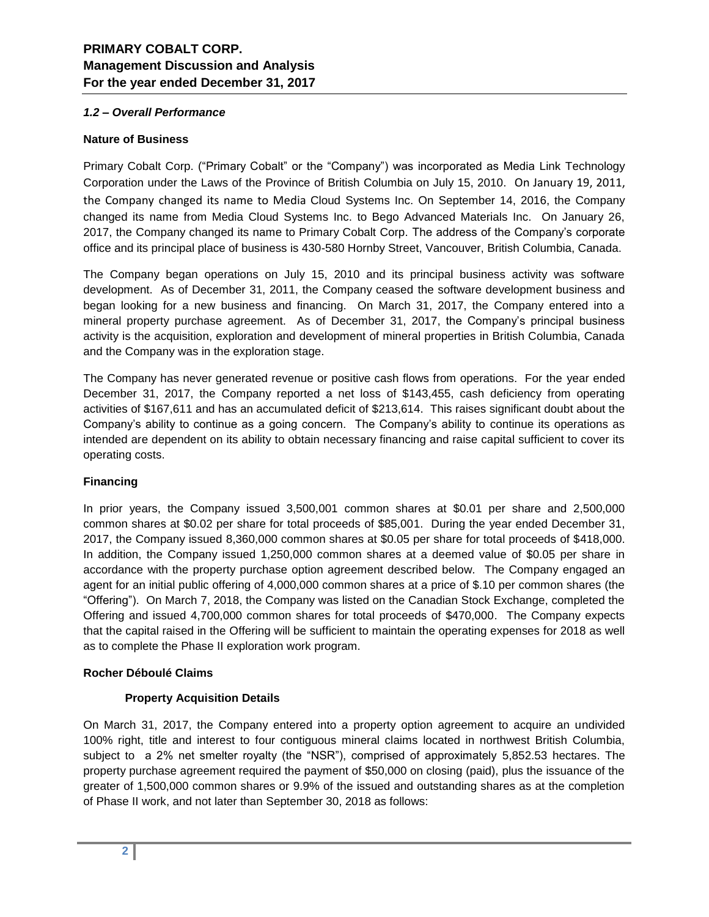## 1.2 – Overall Performance

### Nature of Business

Primary Cobalt Corp. ("Primary Cobalt" or the "Company") was incorporated as Media Link Technology Corporation under the Laws of the Province of British Columbia on July 15, 2010. On January 19, 2011, the Company changed its name to Media Cloud Systems Inc. On September 14, 2016, the Company changed its name from Media Cloud Systems Inc. to Bego Advanced Materials Inc. On January 26, 2017, the Company changed its name to Primary Cobalt Corp. The address of the Company's corporate office and its principal place of business is 430-580 Hornby Street, Vancouver, British Columbia, Canada.

The Company began operations on July 15, 2010 and its principal business activity was software development. As of December 31, 2011, the Company ceased the software development business and began looking for a new business and financing. On March 31, 2017, the Company entered into a mineral property purchase agreement. As of December 31, 2017, the Company's principal business activity is the acquisition, exploration and development of mineral properties in British Columbia, Canada and the Company was in the exploration stage.

The Company has never generated revenue or positive cash flows from operations. For the year ended December 31, 2017, the Company reported a net loss of $143,455, cash deficiency from operating activities of $167,611 and has an accumulated deficit of $213,614. This raises significant doubt about the Company's ability to continue as a going concern. The Company's ability to continue its operations as intended are dependent on its ability to obtain necessary financing and raise capital sufficient to cover its operating costs.

### Financing

In prior years, the Company issued 3,500,001 common shares at $0.01 per share and 2,500,000 common shares at $0.02 per share for total proceeds of $85,001. During the year ended December 31, 2017, the Company issued 8,360,000 common shares at $0.05 per share for total proceeds of $418,000. In addition, the Company issued 1,250,000 common shares at a deemed value of $0.05 per share in accordance with the property purchase option agreement described below. The Company engaged an agent for an initial public offering of 4,000,000 common shares at a price of $.10 per common shares (the "Offering"). On March 7, 2018, the Company was listed on the Canadian Stock Exchange, completed the Offering and issued 4,700,000 common shares for total proceeds of $470,000. The Company expects that the capital raised in the Offering will be sufficient to maintain the operating expenses for 2018 as well as to complete the Phase II exploration work program.

### Rocher Déboulé Claims

#### Property Acquisition Details

On March 31, 2017, the Company entered into a property option agreement to acquire an undivided 100% right, title and interest to four contiguous mineral claims located in northwest British Columbia, subject to a 2% net smelter royalty (the "NSR"), comprised of approximately 5,852.53 hectares. The property purchase agreement required the payment of $50,000 on closing (paid), plus the issuance of the greater of 1,500,000 common shares or 9.9% of the issued and outstanding shares as at the completion of Phase II work, and not later than September 30, 2018 as follows: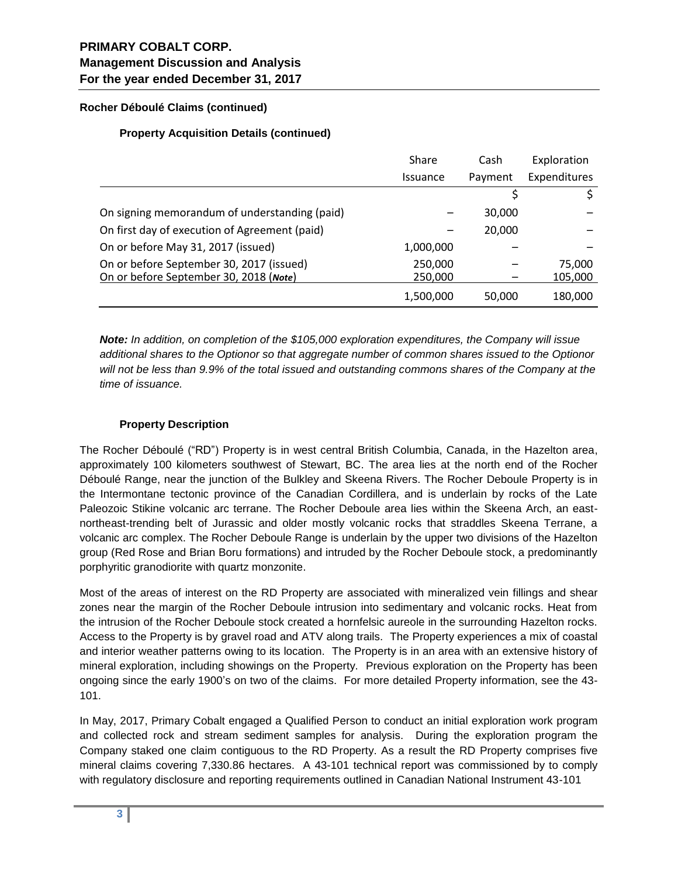#### Rocher Déboulé Claims (continued)

##### Property Acquisition Details (continued)

| | Share Issuance | Cash Payment | Exploration Expenditures |
|---|---|---|---|
| | | $ | $ |
| On signing memorandum of understanding (paid) | – | 30,000 | – |
| On first day of execution of Agreement (paid) | – | 20,000 | – |
| On or before May 31, 2017 (issued) | 1,000,000 | – | – |
| On or before September 30, 2017 (issued) | 250,000 | – | 75,000 |
| On or before September 30, 2018 (***Note***) | 250,000 | – | 105,000 |
| | 1,500,000 | 50,000 | 180,000 |

***Note:*** *In addition, on completion of the $105,000 exploration expenditures, the Company will issue additional shares to the Optionor so that aggregate number of common shares issued to the Optionor will not be less than 9.9% of the total issued and outstanding commons shares of the Company at the time of issuance.*

##### Property Description

The Rocher Déboulé ("RD") Property is in west central British Columbia, Canada, in the Hazelton area, approximately 100 kilometers southwest of Stewart, BC. The area lies at the north end of the Rocher Déboulé Range, near the junction of the Bulkley and Skeena Rivers. The Rocher Deboule Property is in the Intermontane tectonic province of the Canadian Cordillera, and is underlain by rocks of the Late Paleozoic Stikine volcanic arc terrane. The Rocher Deboule area lies within the Skeena Arch, an east-northeast-trending belt of Jurassic and older mostly volcanic rocks that straddles Skeena Terrane, a volcanic arc complex. The Rocher Deboule Range is underlain by the upper two divisions of the Hazelton group (Red Rose and Brian Boru formations) and intruded by the Rocher Deboule stock, a predominantly porphyritic granodiorite with quartz monzonite.

Most of the areas of interest on the RD Property are associated with mineralized vein fillings and shear zones near the margin of the Rocher Deboule intrusion into sedimentary and volcanic rocks. Heat from the intrusion of the Rocher Deboule stock created a hornfelsic aureole in the surrounding Hazelton rocks. Access to the Property is by gravel road and ATV along trails. The Property experiences a mix of coastal and interior weather patterns owing to its location. The Property is in an area with an extensive history of mineral exploration, including showings on the Property. Previous exploration on the Property has been ongoing since the early 1900's on two of the claims. For more detailed Property information, see the 43-101.

In May, 2017, Primary Cobalt engaged a Qualified Person to conduct an initial exploration work program and collected rock and stream sediment samples for analysis. During the exploration program the Company staked one claim contiguous to the RD Property. As a result the RD Property comprises five mineral claims covering 7,330.86 hectares. A 43-101 technical report was commissioned by to comply with regulatory disclosure and reporting requirements outlined in Canadian National Instrument 43-101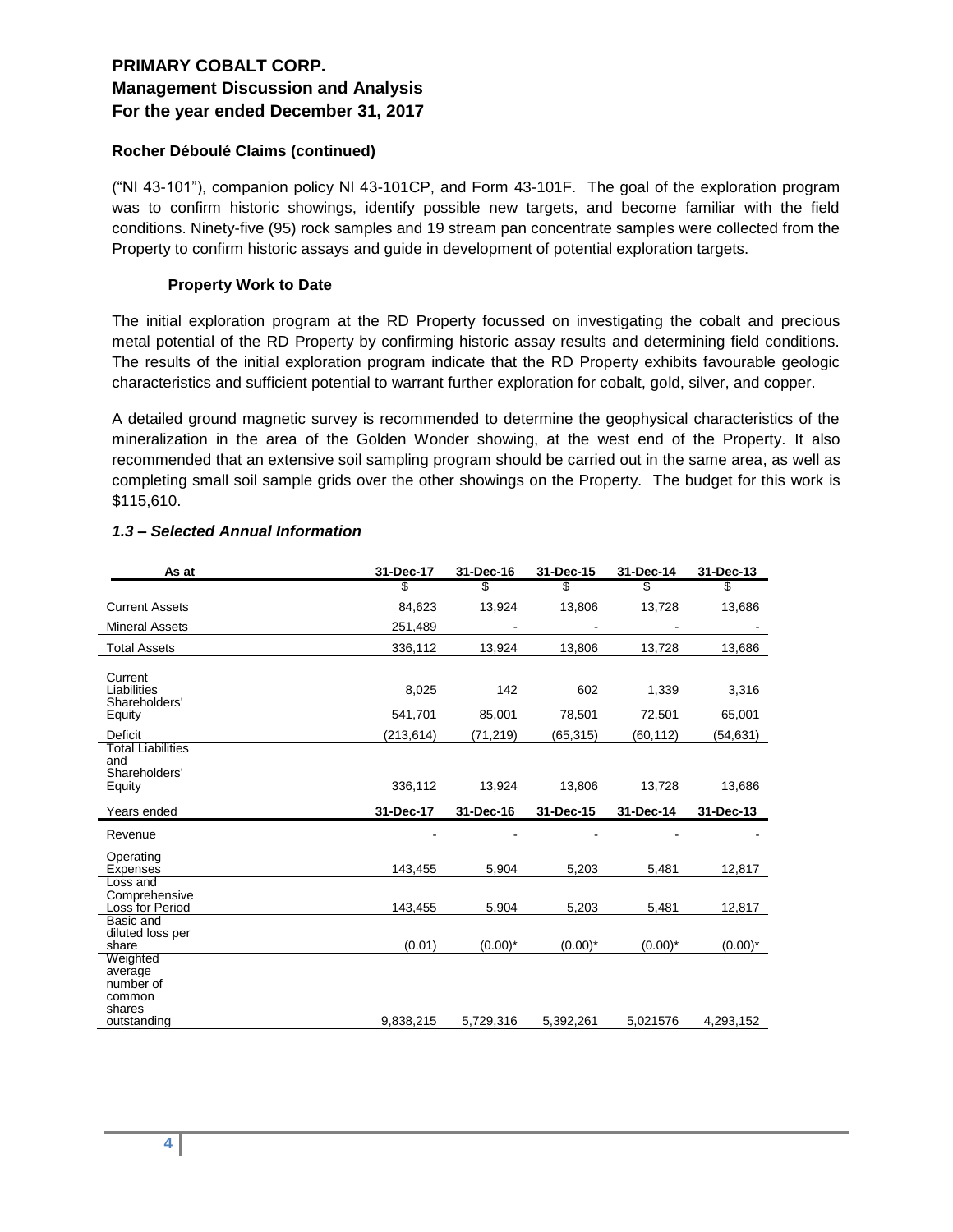### Rocher Déboulé Claims (continued)

("NI 43-101"), companion policy NI 43-101CP, and Form 43-101F. The goal of the exploration program was to confirm historic showings, identify possible new targets, and become familiar with the field conditions. Ninety-five (95) rock samples and 19 stream pan concentrate samples were collected from the Property to confirm historic assays and guide in development of potential exploration targets.

#### Property Work to Date

The initial exploration program at the RD Property focussed on investigating the cobalt and precious metal potential of the RD Property by confirming historic assay results and determining field conditions. The results of the initial exploration program indicate that the RD Property exhibits favourable geologic characteristics and sufficient potential to warrant further exploration for cobalt, gold, silver, and copper.

A detailed ground magnetic survey is recommended to determine the geophysical characteristics of the mineralization in the area of the Golden Wonder showing, at the west end of the Property. It also recommended that an extensive soil sampling program should be carried out in the same area, as well as completing small soil sample grids over the other showings on the Property. The budget for this work is $115,610.

### *1.3 – Selected Annual Information*

| As at | 31-Dec-17 | 31-Dec-16 | 31-Dec-15 | 31-Dec-14 | 31-Dec-13 |
|---|---|---|---|---|---|
| | $ | $ | $ | $ | $ |
| Current Assets | 84,623 | 13,924 | 13,806 | 13,728 | 13,686 |
| Mineral Assets | 251,489 | - | - | - | - |
| Total Assets | 336,112 | 13,924 | 13,806 | 13,728 | 13,686 |
| Current Liabilities | 8,025 | 142 | 602 | 1,339 | 3,316 |
| Shareholders' Equity | 541,701 | 85,001 | 78,501 | 72,501 | 65,001 |
| Deficit | (213,614) | (71,219) | (65,315) | (60,112) | (54,631) |
| Total Liabilities and Shareholders' Equity | 336,112 | 13,924 | 13,806 | 13,728 | 13,686 |
| **Years ended** | **31-Dec-17** | **31-Dec-16** | **31-Dec-15** | **31-Dec-14** | **31-Dec-13** |
| Revenue | - | - | - | - | - |
| Operating Expenses | 143,455 | 5,904 | 5,203 | 5,481 | 12,817 |
| Loss and Comprehensive Loss for Period | 143,455 | 5,904 | 5,203 | 5,481 | 12,817 |
| Basic and diluted loss per share | (0.01) | (0.00)* | (0.00)* | (0.00)* | (0.00)* |
| Weighted average number of common shares outstanding | 9,838,215 | 5,729,316 | 5,392,261 | 5,021576 | 4,293,152 |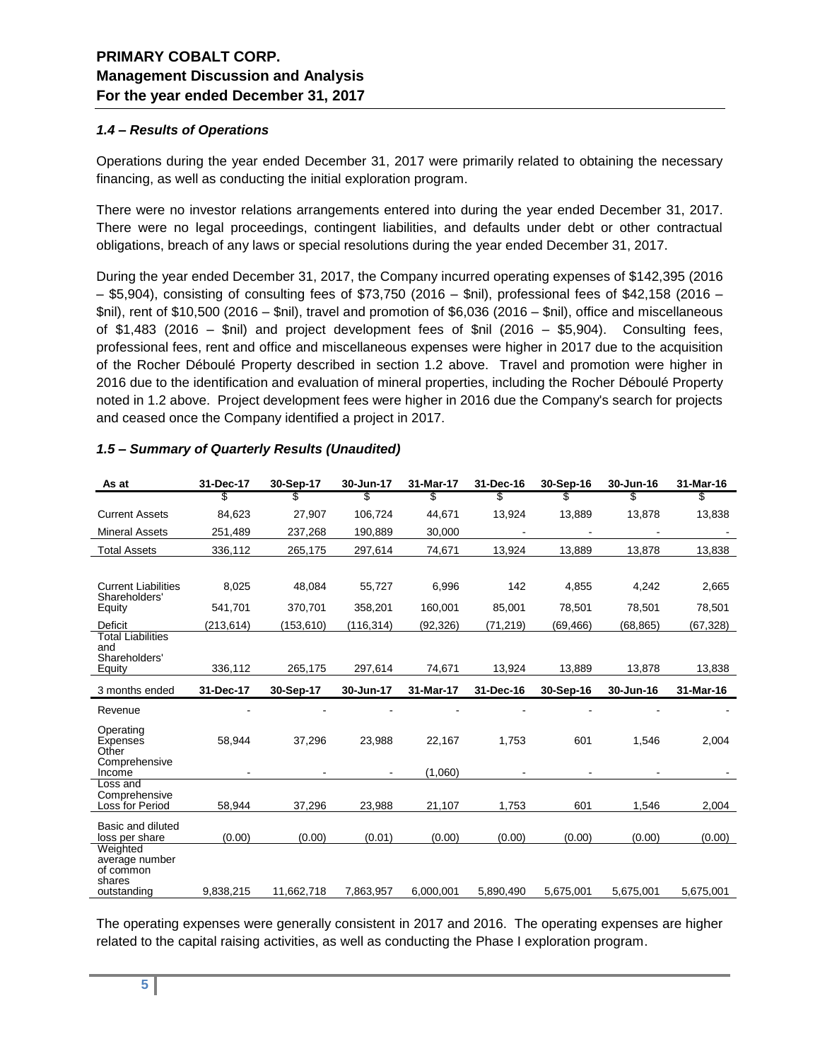### 1.4 – Results of Operations

Operations during the year ended December 31, 2017 were primarily related to obtaining the necessary financing, as well as conducting the initial exploration program.

There were no investor relations arrangements entered into during the year ended December 31, 2017. There were no legal proceedings, contingent liabilities, and defaults under debt or other contractual obligations, breach of any laws or special resolutions during the year ended December 31, 2017.

During the year ended December 31, 2017, the Company incurred operating expenses of $142,395 (2016 – $5,904), consisting of consulting fees of $73,750 (2016 – $nil), professional fees of $42,158 (2016 – $nil), rent of $10,500 (2016 – $nil), travel and promotion of $6,036 (2016 – $nil), office and miscellaneous of $1,483 (2016 – $nil) and project development fees of $nil (2016 – $5,904). Consulting fees, professional fees, rent and office and miscellaneous expenses were higher in 2017 due to the acquisition of the Rocher Déboulé Property described in section 1.2 above. Travel and promotion were higher in 2016 due to the identification and evaluation of mineral properties, including the Rocher Déboulé Property noted in 1.2 above. Project development fees were higher in 2016 due the Company's search for projects and ceased once the Company identified a project in 2017.

### 1.5 – Summary of Quarterly Results (Unaudited)

| As at | 31-Dec-17 | 30-Sep-17 | 30-Jun-17 | 31-Mar-17 | 31-Dec-16 | 30-Sep-16 | 30-Jun-16 | 31-Mar-16 |
|---|---|---|---|---|---|---|---|---|
| | $ | $ | $ | $ | $ | $ | $ | $ |
| Current Assets | 84,623 | 27,907 | 106,724 | 44,671 | 13,924 | 13,889 | 13,878 | 13,838 |
| Mineral Assets | 251,489 | 237,268 | 190,889 | 30,000 | - | - | - | - |
| Total Assets | 336,112 | 265,175 | 297,614 | 74,671 | 13,924 | 13,889 | 13,878 | 13,838 |
| Current Liabilities | 8,025 | 48,084 | 55,727 | 6,996 | 142 | 4,855 | 4,242 | 2,665 |
| Shareholders' Equity | 541,701 | 370,701 | 358,201 | 160,001 | 85,001 | 78,501 | 78,501 | 78,501 |
| Deficit | (213,614) | (153,610) | (116,314) | (92,326) | (71,219) | (69,466) | (68,865) | (67,328) |
| Total Liabilities and Shareholders' Equity | 336,112 | 265,175 | 297,614 | 74,671 | 13,924 | 13,889 | 13,878 | 13,838 |
| **3 months ended** | **31-Dec-17** | **30-Sep-17** | **30-Jun-17** | **31-Mar-17** | **31-Dec-16** | **30-Sep-16** | **30-Jun-16** | **31-Mar-16** |
| Revenue | - | - | - | - | - | - | - | - |
| Operating Expenses | 58,944 | 37,296 | 23,988 | 22,167 | 1,753 | 601 | 1,546 | 2,004 |
| Other Comprehensive Income | - | - | - | (1,060) | - | - | - | - |
| Loss and Comprehensive Loss for Period | 58,944 | 37,296 | 23,988 | 21,107 | 1,753 | 601 | 1,546 | 2,004 |
| Basic and diluted loss per share | (0.00) | (0.00) | (0.01) | (0.00) | (0.00) | (0.00) | (0.00) | (0.00) |
| Weighted average number of common shares outstanding | 9,838,215 | 11,662,718 | 7,863,957 | 6,000,001 | 5,890,490 | 5,675,001 | 5,675,001 | 5,675,001 |

The operating expenses were generally consistent in 2017 and 2016. The operating expenses are higher related to the capital raising activities, as well as conducting the Phase I exploration program.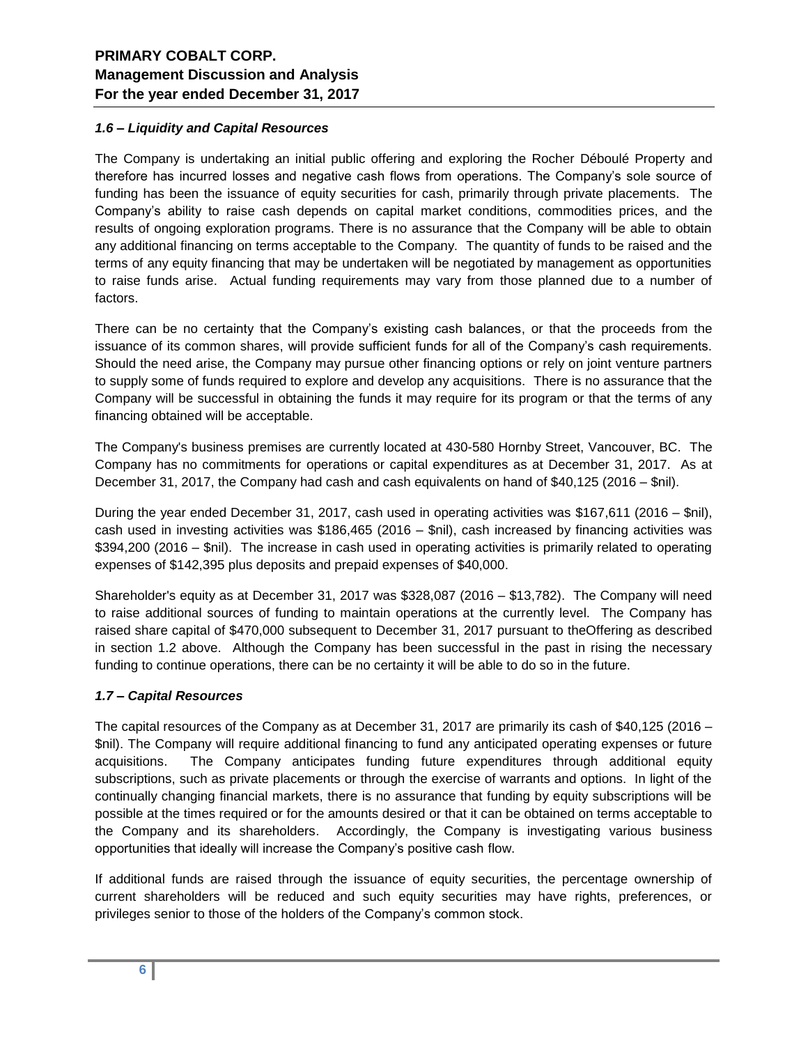### *1.6 – Liquidity and Capital Resources*

The Company is undertaking an initial public offering and exploring the Rocher Déboulé Property and therefore has incurred losses and negative cash flows from operations. The Company's sole source of funding has been the issuance of equity securities for cash, primarily through private placements. The Company's ability to raise cash depends on capital market conditions, commodities prices, and the results of ongoing exploration programs. There is no assurance that the Company will be able to obtain any additional financing on terms acceptable to the Company. The quantity of funds to be raised and the terms of any equity financing that may be undertaken will be negotiated by management as opportunities to raise funds arise. Actual funding requirements may vary from those planned due to a number of factors.

There can be no certainty that the Company's existing cash balances, or that the proceeds from the issuance of its common shares, will provide sufficient funds for all of the Company's cash requirements. Should the need arise, the Company may pursue other financing options or rely on joint venture partners to supply some of funds required to explore and develop any acquisitions. There is no assurance that the Company will be successful in obtaining the funds it may require for its program or that the terms of any financing obtained will be acceptable.

The Company's business premises are currently located at 430-580 Hornby Street, Vancouver, BC. The Company has no commitments for operations or capital expenditures as at December 31, 2017. As at December 31, 2017, the Company had cash and cash equivalents on hand of $40,125 (2016 – $nil).

During the year ended December 31, 2017, cash used in operating activities was $167,611 (2016 – $nil), cash used in investing activities was $186,465 (2016 – $nil), cash increased by financing activities was $394,200 (2016 – $nil). The increase in cash used in operating activities is primarily related to operating expenses of $142,395 plus deposits and prepaid expenses of $40,000.

Shareholder's equity as at December 31, 2017 was $328,087 (2016 – $13,782). The Company will need to raise additional sources of funding to maintain operations at the currently level. The Company has raised share capital of $470,000 subsequent to December 31, 2017 pursuant to theOffering as described in section 1.2 above. Although the Company has been successful in the past in rising the necessary funding to continue operations, there can be no certainty it will be able to do so in the future.

### *1.7 – Capital Resources*

The capital resources of the Company as at December 31, 2017 are primarily its cash of $40,125 (2016 – $nil). The Company will require additional financing to fund any anticipated operating expenses or future acquisitions. The Company anticipates funding future expenditures through additional equity subscriptions, such as private placements or through the exercise of warrants and options. In light of the continually changing financial markets, there is no assurance that funding by equity subscriptions will be possible at the times required or for the amounts desired or that it can be obtained on terms acceptable to the Company and its shareholders. Accordingly, the Company is investigating various business opportunities that ideally will increase the Company's positive cash flow.

If additional funds are raised through the issuance of equity securities, the percentage ownership of current shareholders will be reduced and such equity securities may have rights, preferences, or privileges senior to those of the holders of the Company's common stock.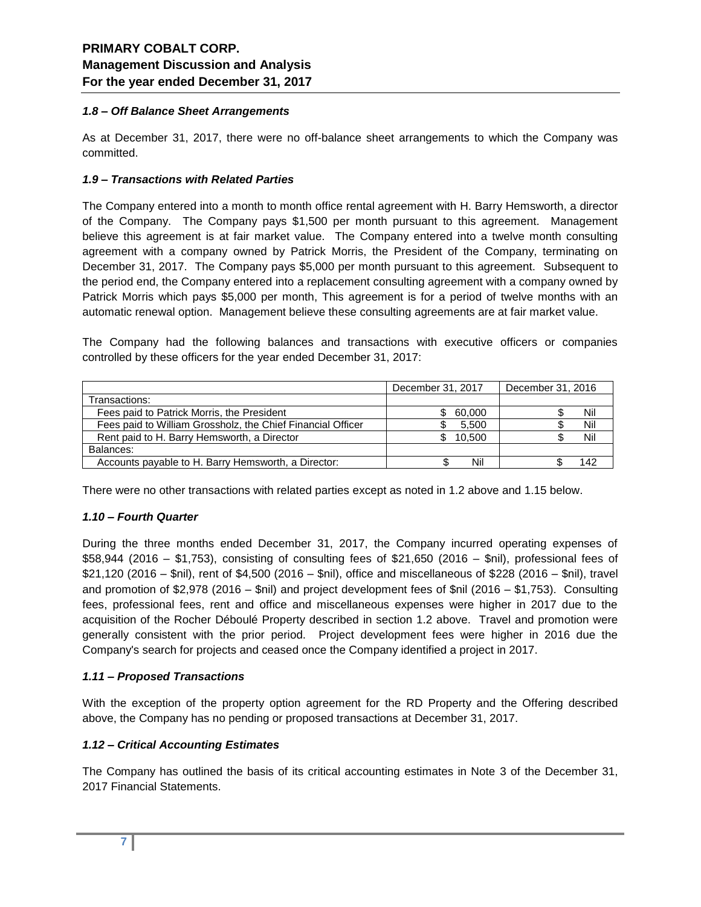### *1.8 – Off Balance Sheet Arrangements*

As at December 31, 2017, there were no off-balance sheet arrangements to which the Company was committed.

### *1.9 – Transactions with Related Parties*

The Company entered into a month to month office rental agreement with H. Barry Hemsworth, a director of the Company. The Company pays $1,500 per month pursuant to this agreement. Management believe this agreement is at fair market value. The Company entered into a twelve month consulting agreement with a company owned by Patrick Morris, the President of the Company, terminating on December 31, 2017. The Company pays $5,000 per month pursuant to this agreement. Subsequent to the period end, the Company entered into a replacement consulting agreement with a company owned by Patrick Morris which pays $5,000 per month, This agreement is for a period of twelve months with an automatic renewal option. Management believe these consulting agreements are at fair market value.

The Company had the following balances and transactions with executive officers or companies controlled by these officers for the year ended December 31, 2017:

| | December 31, 2017 | December 31, 2016 |
|---|---|---|
| Transactions: | | |
| Fees paid to Patrick Morris, the President | $ 60,000 | $ Nil |
| Fees paid to William Grossholz, the Chief Financial Officer | $ 5,500 | $ Nil |
| Rent paid to H. Barry Hemsworth, a Director | $ 10,500 | $ Nil |
| Balances: | | |
| Accounts payable to H. Barry Hemsworth, a Director: | $ Nil | $ 142 |

There were no other transactions with related parties except as noted in 1.2 above and 1.15 below.

### *1.10 – Fourth Quarter*

During the three months ended December 31, 2017, the Company incurred operating expenses of $58,944 (2016 – $1,753), consisting of consulting fees of $21,650 (2016 – $nil), professional fees of $21,120 (2016 – $nil), rent of $4,500 (2016 – $nil), office and miscellaneous of $228 (2016 – $nil), travel and promotion of $2,978 (2016 – $nil) and project development fees of $nil (2016 – $1,753). Consulting fees, professional fees, rent and office and miscellaneous expenses were higher in 2017 due to the acquisition of the Rocher Déboulé Property described in section 1.2 above. Travel and promotion were generally consistent with the prior period. Project development fees were higher in 2016 due the Company's search for projects and ceased once the Company identified a project in 2017.

### *1.11 – Proposed Transactions*

With the exception of the property option agreement for the RD Property and the Offering described above, the Company has no pending or proposed transactions at December 31, 2017.

### *1.12 – Critical Accounting Estimates*

The Company has outlined the basis of its critical accounting estimates in Note 3 of the December 31, 2017 Financial Statements.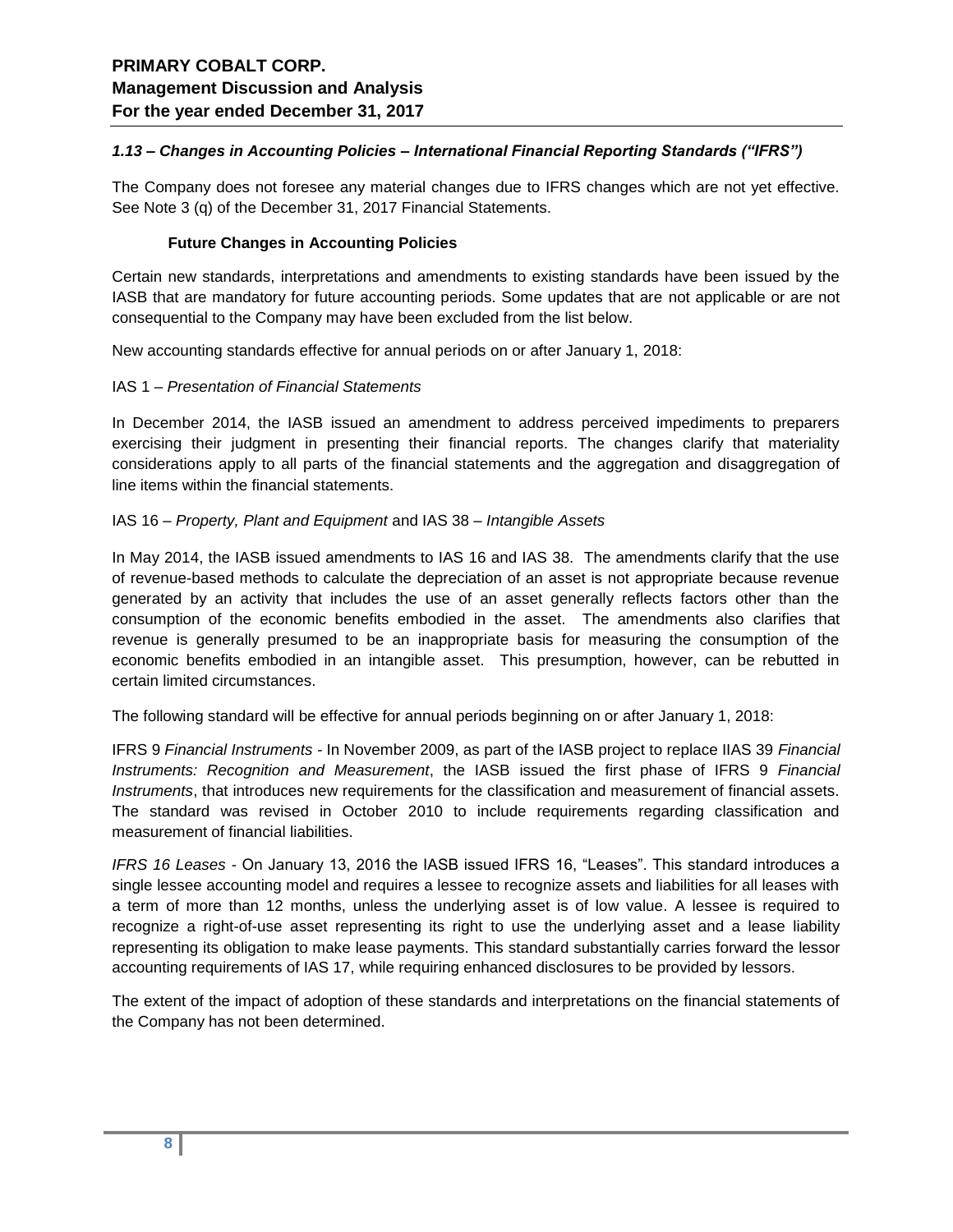### *1.13 – Changes in Accounting Policies – International Financial Reporting Standards ("IFRS")*

The Company does not foresee any material changes due to IFRS changes which are not yet effective. See Note 3 (q) of the December 31, 2017 Financial Statements.

**Future Changes in Accounting Policies**

Certain new standards, interpretations and amendments to existing standards have been issued by the IASB that are mandatory for future accounting periods. Some updates that are not applicable or are not consequential to the Company may have been excluded from the list below.

New accounting standards effective for annual periods on or after January 1, 2018:

IAS 1 – *Presentation of Financial Statements*

In December 2014, the IASB issued an amendment to address perceived impediments to preparers exercising their judgment in presenting their financial reports. The changes clarify that materiality considerations apply to all parts of the financial statements and the aggregation and disaggregation of line items within the financial statements.

IAS 16 – *Property, Plant and Equipment* and IAS 38 – *Intangible Assets*

In May 2014, the IASB issued amendments to IAS 16 and IAS 38. The amendments clarify that the use of revenue-based methods to calculate the depreciation of an asset is not appropriate because revenue generated by an activity that includes the use of an asset generally reflects factors other than the consumption of the economic benefits embodied in the asset. The amendments also clarifies that revenue is generally presumed to be an inappropriate basis for measuring the consumption of the economic benefits embodied in an intangible asset. This presumption, however, can be rebutted in certain limited circumstances.

The following standard will be effective for annual periods beginning on or after January 1, 2018:

IFRS 9 *Financial Instruments* - In November 2009, as part of the IASB project to replace IIAS 39 *Financial Instruments: Recognition and Measurement*, the IASB issued the first phase of IFRS 9 *Financial Instruments*, that introduces new requirements for the classification and measurement of financial assets. The standard was revised in October 2010 to include requirements regarding classification and measurement of financial liabilities.

*IFRS 16 Leases* - On January 13, 2016 the IASB issued IFRS 16, "Leases". This standard introduces a single lessee accounting model and requires a lessee to recognize assets and liabilities for all leases with a term of more than 12 months, unless the underlying asset is of low value. A lessee is required to recognize a right-of-use asset representing its right to use the underlying asset and a lease liability representing its obligation to make lease payments. This standard substantially carries forward the lessor accounting requirements of IAS 17, while requiring enhanced disclosures to be provided by lessors.

The extent of the impact of adoption of these standards and interpretations on the financial statements of the Company has not been determined.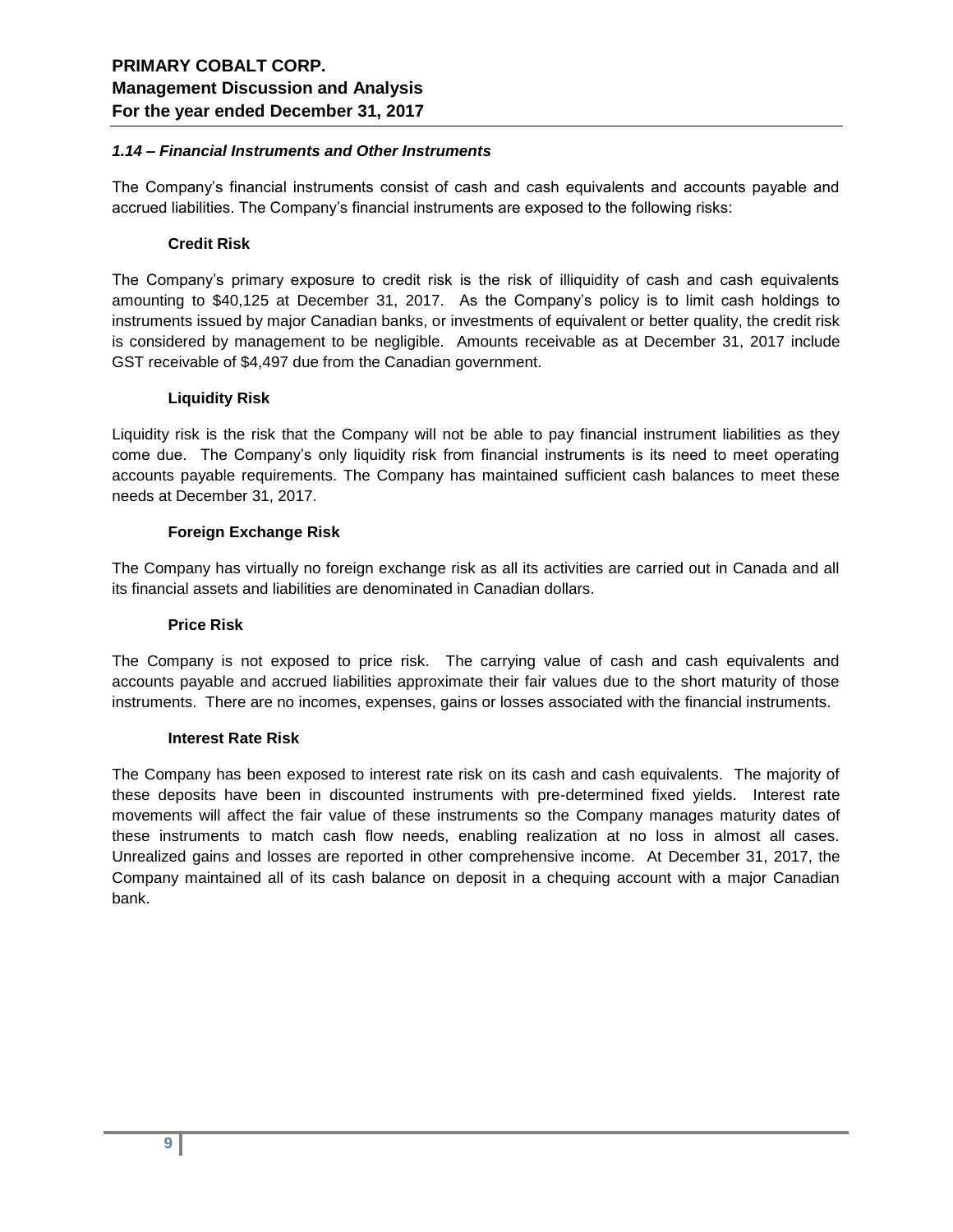### *1.14 – Financial Instruments and Other Instruments*

The Company's financial instruments consist of cash and cash equivalents and accounts payable and accrued liabilities. The Company's financial instruments are exposed to the following risks:

**Credit Risk**

The Company's primary exposure to credit risk is the risk of illiquidity of cash and cash equivalents amounting to $40,125 at December 31, 2017. As the Company's policy is to limit cash holdings to instruments issued by major Canadian banks, or investments of equivalent or better quality, the credit risk is considered by management to be negligible. Amounts receivable as at December 31, 2017 include GST receivable of $4,497 due from the Canadian government.

**Liquidity Risk**

Liquidity risk is the risk that the Company will not be able to pay financial instrument liabilities as they come due. The Company's only liquidity risk from financial instruments is its need to meet operating accounts payable requirements. The Company has maintained sufficient cash balances to meet these needs at December 31, 2017.

**Foreign Exchange Risk**

The Company has virtually no foreign exchange risk as all its activities are carried out in Canada and all its financial assets and liabilities are denominated in Canadian dollars.

**Price Risk**

The Company is not exposed to price risk. The carrying value of cash and cash equivalents and accounts payable and accrued liabilities approximate their fair values due to the short maturity of those instruments. There are no incomes, expenses, gains or losses associated with the financial instruments.

**Interest Rate Risk**

The Company has been exposed to interest rate risk on its cash and cash equivalents. The majority of these deposits have been in discounted instruments with pre-determined fixed yields. Interest rate movements will affect the fair value of these instruments so the Company manages maturity dates of these instruments to match cash flow needs, enabling realization at no loss in almost all cases. Unrealized gains and losses are reported in other comprehensive income. At December 31, 2017, the Company maintained all of its cash balance on deposit in a chequing account with a major Canadian bank.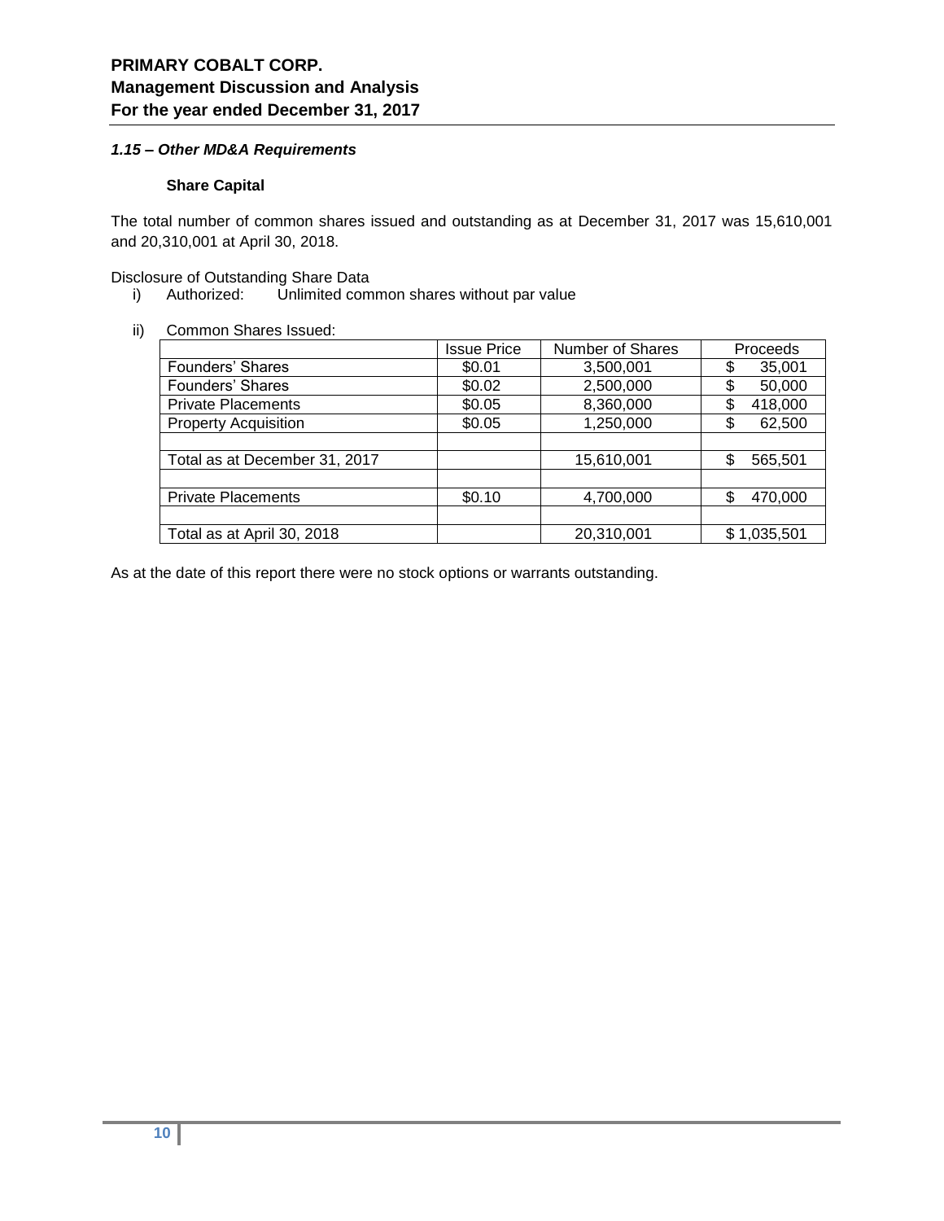### *1.15 – Other MD&A Requirements*

**Share Capital**

The total number of common shares issued and outstanding as at December 31, 2017 was 15,610,001 and 20,310,001 at April 30, 2018.

Disclosure of Outstanding Share Data

i) Authorized: Unlimited common shares without par value

ii) Common Shares Issued:

| | Issue Price | Number of Shares | Proceeds |
|---|---|---|---|
| Founders' Shares | $0.01 | 3,500,001 | $ 35,001 |
| Founders' Shares | $0.02 | 2,500,000 | $ 50,000 |
| Private Placements | $0.05 | 8,360,000 | $ 418,000 |
| Property Acquisition | $0.05 | 1,250,000 | $ 62,500 |
| | | | |
| Total as at December 31, 2017 | | 15,610,001 | $ 565,501 |
| | | | |
| Private Placements | $0.10 | 4,700,000 | $ 470,000 |
| | | | |
| Total as at April 30, 2018 | | 20,310,001 | $ 1,035,501 |

As at the date of this report there were no stock options or warrants outstanding.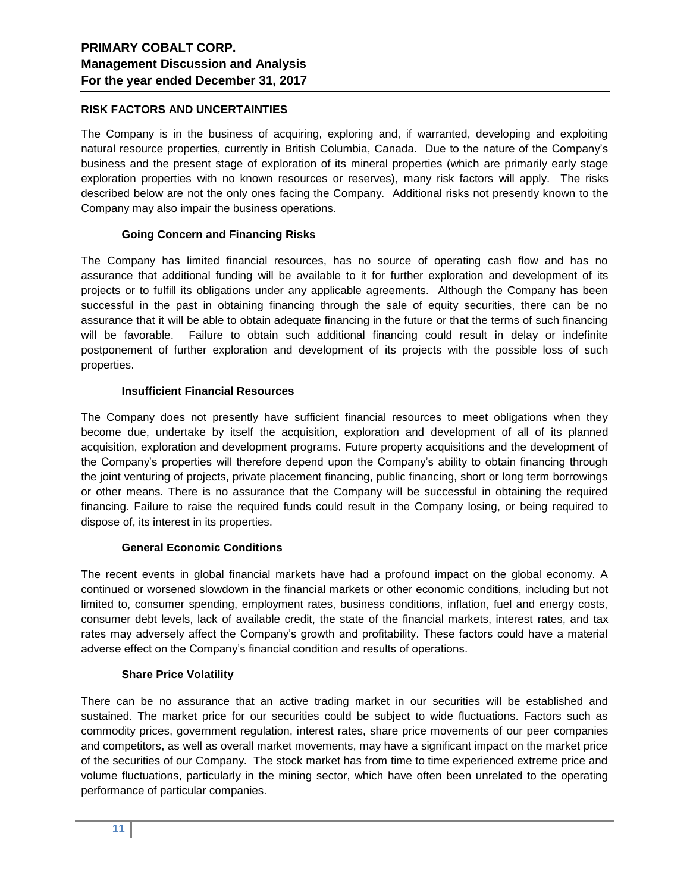## RISK FACTORS AND UNCERTAINTIES

The Company is in the business of acquiring, exploring and, if warranted, developing and exploiting natural resource properties, currently in British Columbia, Canada. Due to the nature of the Company's business and the present stage of exploration of its mineral properties (which are primarily early stage exploration properties with no known resources or reserves), many risk factors will apply. The risks described below are not the only ones facing the Company. Additional risks not presently known to the Company may also impair the business operations.

### Going Concern and Financing Risks

The Company has limited financial resources, has no source of operating cash flow and has no assurance that additional funding will be available to it for further exploration and development of its projects or to fulfill its obligations under any applicable agreements. Although the Company has been successful in the past in obtaining financing through the sale of equity securities, there can be no assurance that it will be able to obtain adequate financing in the future or that the terms of such financing will be favorable. Failure to obtain such additional financing could result in delay or indefinite postponement of further exploration and development of its projects with the possible loss of such properties.

### Insufficient Financial Resources

The Company does not presently have sufficient financial resources to meet obligations when they become due, undertake by itself the acquisition, exploration and development of all of its planned acquisition, exploration and development programs. Future property acquisitions and the development of the Company's properties will therefore depend upon the Company's ability to obtain financing through the joint venturing of projects, private placement financing, public financing, short or long term borrowings or other means. There is no assurance that the Company will be successful in obtaining the required financing. Failure to raise the required funds could result in the Company losing, or being required to dispose of, its interest in its properties.

### General Economic Conditions

The recent events in global financial markets have had a profound impact on the global economy. A continued or worsened slowdown in the financial markets or other economic conditions, including but not limited to, consumer spending, employment rates, business conditions, inflation, fuel and energy costs, consumer debt levels, lack of available credit, the state of the financial markets, interest rates, and tax rates may adversely affect the Company's growth and profitability. These factors could have a material adverse effect on the Company's financial condition and results of operations.

### Share Price Volatility

There can be no assurance that an active trading market in our securities will be established and sustained. The market price for our securities could be subject to wide fluctuations. Factors such as commodity prices, government regulation, interest rates, share price movements of our peer companies and competitors, as well as overall market movements, may have a significant impact on the market price of the securities of our Company. The stock market has from time to time experienced extreme price and volume fluctuations, particularly in the mining sector, which have often been unrelated to the operating performance of particular companies.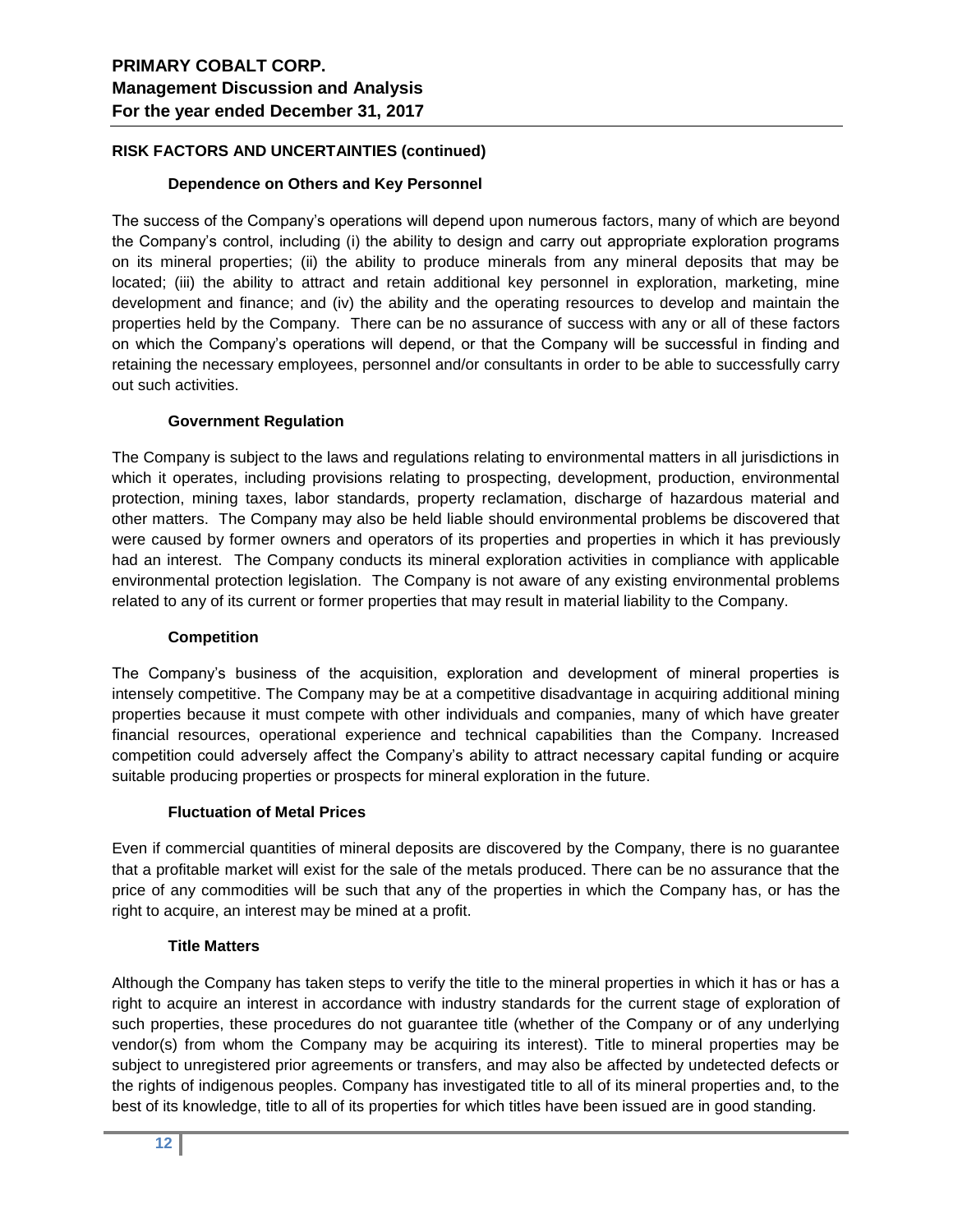## RISK FACTORS AND UNCERTAINTIES (continued)

### Dependence on Others and Key Personnel

The success of the Company's operations will depend upon numerous factors, many of which are beyond the Company's control, including (i) the ability to design and carry out appropriate exploration programs on its mineral properties; (ii) the ability to produce minerals from any mineral deposits that may be located; (iii) the ability to attract and retain additional key personnel in exploration, marketing, mine development and finance; and (iv) the ability and the operating resources to develop and maintain the properties held by the Company. There can be no assurance of success with any or all of these factors on which the Company's operations will depend, or that the Company will be successful in finding and retaining the necessary employees, personnel and/or consultants in order to be able to successfully carry out such activities.

### Government Regulation

The Company is subject to the laws and regulations relating to environmental matters in all jurisdictions in which it operates, including provisions relating to prospecting, development, production, environmental protection, mining taxes, labor standards, property reclamation, discharge of hazardous material and other matters. The Company may also be held liable should environmental problems be discovered that were caused by former owners and operators of its properties and properties in which it has previously had an interest. The Company conducts its mineral exploration activities in compliance with applicable environmental protection legislation. The Company is not aware of any existing environmental problems related to any of its current or former properties that may result in material liability to the Company.

### Competition

The Company's business of the acquisition, exploration and development of mineral properties is intensely competitive. The Company may be at a competitive disadvantage in acquiring additional mining properties because it must compete with other individuals and companies, many of which have greater financial resources, operational experience and technical capabilities than the Company. Increased competition could adversely affect the Company's ability to attract necessary capital funding or acquire suitable producing properties or prospects for mineral exploration in the future.

### Fluctuation of Metal Prices

Even if commercial quantities of mineral deposits are discovered by the Company, there is no guarantee that a profitable market will exist for the sale of the metals produced. There can be no assurance that the price of any commodities will be such that any of the properties in which the Company has, or has the right to acquire, an interest may be mined at a profit.

### Title Matters

Although the Company has taken steps to verify the title to the mineral properties in which it has or has a right to acquire an interest in accordance with industry standards for the current stage of exploration of such properties, these procedures do not guarantee title (whether of the Company or of any underlying vendor(s) from whom the Company may be acquiring its interest). Title to mineral properties may be subject to unregistered prior agreements or transfers, and may also be affected by undetected defects or the rights of indigenous peoples. Company has investigated title to all of its mineral properties and, to the best of its knowledge, title to all of its properties for which titles have been issued are in good standing.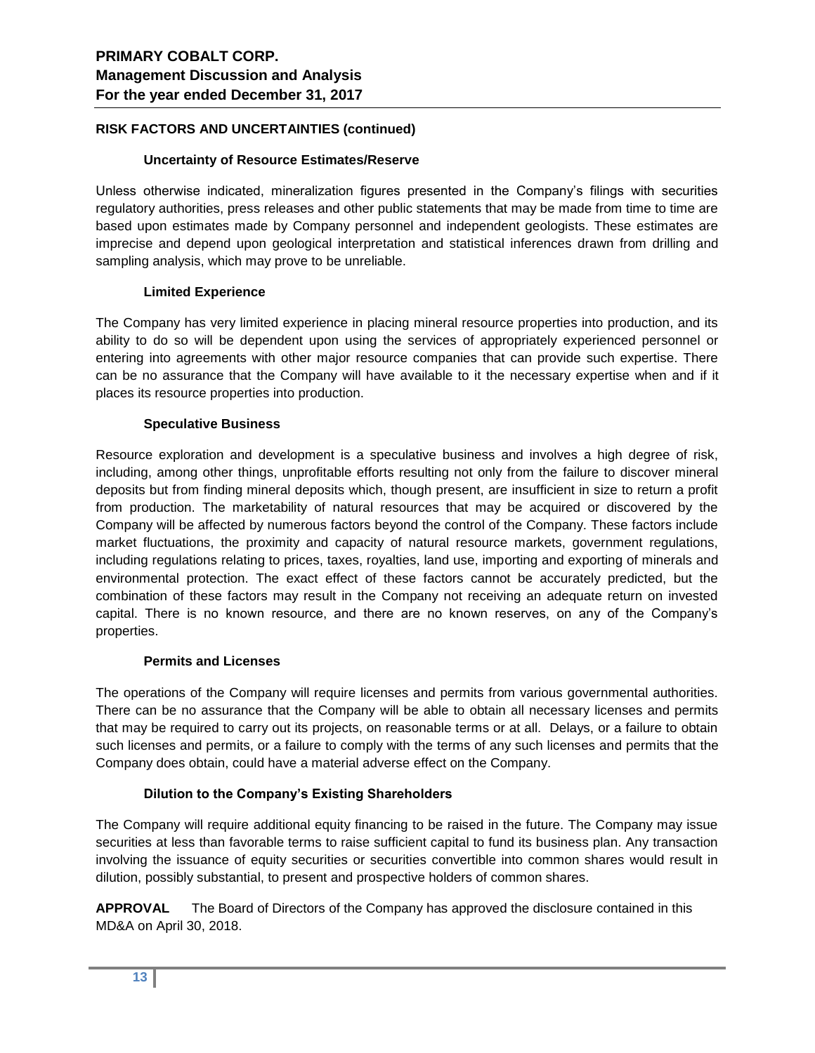## RISK FACTORS AND UNCERTAINTIES (continued)

### Uncertainty of Resource Estimates/Reserve

Unless otherwise indicated, mineralization figures presented in the Company's filings with securities regulatory authorities, press releases and other public statements that may be made from time to time are based upon estimates made by Company personnel and independent geologists. These estimates are imprecise and depend upon geological interpretation and statistical inferences drawn from drilling and sampling analysis, which may prove to be unreliable.

### Limited Experience

The Company has very limited experience in placing mineral resource properties into production, and its ability to do so will be dependent upon using the services of appropriately experienced personnel or entering into agreements with other major resource companies that can provide such expertise. There can be no assurance that the Company will have available to it the necessary expertise when and if it places its resource properties into production.

### Speculative Business

Resource exploration and development is a speculative business and involves a high degree of risk, including, among other things, unprofitable efforts resulting not only from the failure to discover mineral deposits but from finding mineral deposits which, though present, are insufficient in size to return a profit from production. The marketability of natural resources that may be acquired or discovered by the Company will be affected by numerous factors beyond the control of the Company. These factors include market fluctuations, the proximity and capacity of natural resource markets, government regulations, including regulations relating to prices, taxes, royalties, land use, importing and exporting of minerals and environmental protection. The exact effect of these factors cannot be accurately predicted, but the combination of these factors may result in the Company not receiving an adequate return on invested capital. There is no known resource, and there are no known reserves, on any of the Company's properties.

### Permits and Licenses

The operations of the Company will require licenses and permits from various governmental authorities. There can be no assurance that the Company will be able to obtain all necessary licenses and permits that may be required to carry out its projects, on reasonable terms or at all. Delays, or a failure to obtain such licenses and permits, or a failure to comply with the terms of any such licenses and permits that the Company does obtain, could have a material adverse effect on the Company.

### Dilution to the Company's Existing Shareholders

The Company will require additional equity financing to be raised in the future. The Company may issue securities at less than favorable terms to raise sufficient capital to fund its business plan. Any transaction involving the issuance of equity securities or securities convertible into common shares would result in dilution, possibly substantial, to present and prospective holders of common shares.

**APPROVAL** The Board of Directors of the Company has approved the disclosure contained in this MD&A on April 30, 2018.